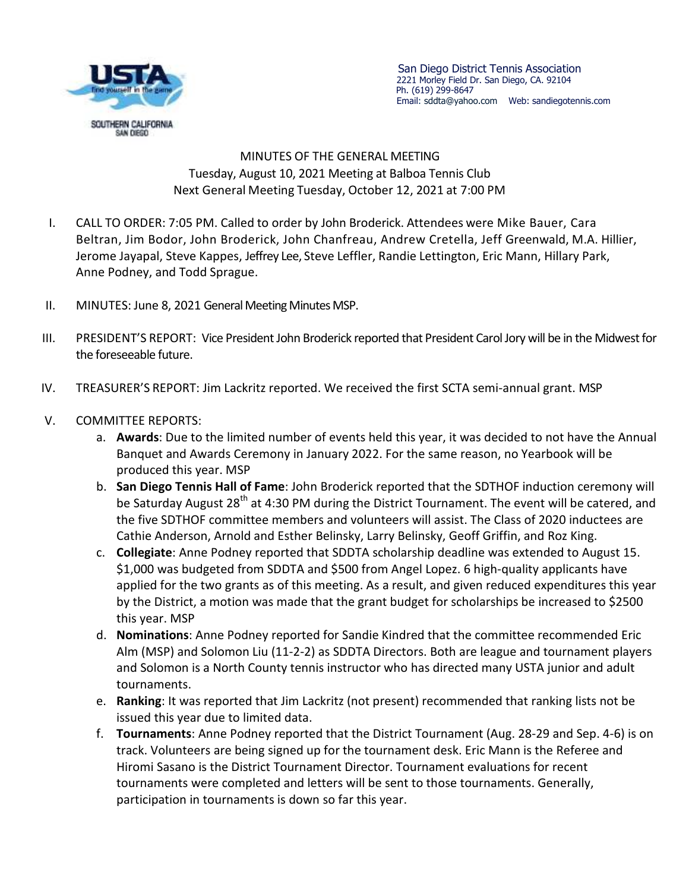San Diego District Tennis Association
2221 Morley Field Dr. San Diego, CA. 92104
Ph. (619) 299-8647
Email: sddta@yahoo.com Web: sandiegotennis.com

# MINUTES OF THE GENERAL MEETING

Tuesday, August 10, 2021 Meeting at Balboa Tennis Club
Next General Meeting Tuesday, October 12, 2021 at 7:00 PM

I. CALL TO ORDER: 7:05 PM. Called to order by John Broderick. Attendees were Mike Bauer, Cara Beltran, Jim Bodor, John Broderick, John Chanfreau, Andrew Cretella, Jeff Greenwald, M.A. Hillier, Jerome Jayapal, Steve Kappes, Jeffrey Lee, Steve Leffler, Randie Lettington, Eric Mann, Hillary Park, Anne Podney, and Todd Sprague.

II. MINUTES: June 8, 2021 General Meeting Minutes MSP.

III. PRESIDENT'S REPORT: Vice President John Broderick reported that President Carol Jory will be in the Midwest for the foreseeable future.

IV. TREASURER'S REPORT: Jim Lackritz reported. We received the first SCTA semi-annual grant. MSP

V. COMMITTEE REPORTS:
   a. **Awards**: Due to the limited number of events held this year, it was decided to not have the Annual Banquet and Awards Ceremony in January 2022. For the same reason, no Yearbook will be produced this year. MSP
   b. **San Diego Tennis Hall of Fame**: John Broderick reported that the SDTHOF induction ceremony will be Saturday August 28th at 4:30 PM during the District Tournament. The event will be catered, and the five SDTHOF committee members and volunteers will assist. The Class of 2020 inductees are Cathie Anderson, Arnold and Esther Belinsky, Larry Belinsky, Geoff Griffin, and Roz King.
   c. **Collegiate**: Anne Podney reported that SDDTA scholarship deadline was extended to August 15. $1,000 was budgeted from SDDTA and $500 from Angel Lopez. 6 high-quality applicants have applied for the two grants as of this meeting. As a result, and given reduced expenditures this year by the District, a motion was made that the grant budget for scholarships be increased to $2500 this year. MSP
   d. **Nominations**: Anne Podney reported for Sandie Kindred that the committee recommended Eric Alm (MSP) and Solomon Liu (11-2-2) as SDDTA Directors. Both are league and tournament players and Solomon is a North County tennis instructor who has directed many USTA junior and adult tournaments.
   e. **Ranking**: It was reported that Jim Lackritz (not present) recommended that ranking lists not be issued this year due to limited data.
   f. **Tournaments**: Anne Podney reported that the District Tournament (Aug. 28-29 and Sep. 4-6) is on track. Volunteers are being signed up for the tournament desk. Eric Mann is the Referee and Hiromi Sasano is the District Tournament Director. Tournament evaluations for recent tournaments were completed and letters will be sent to those tournaments. Generally, participation in tournaments is down so far this year.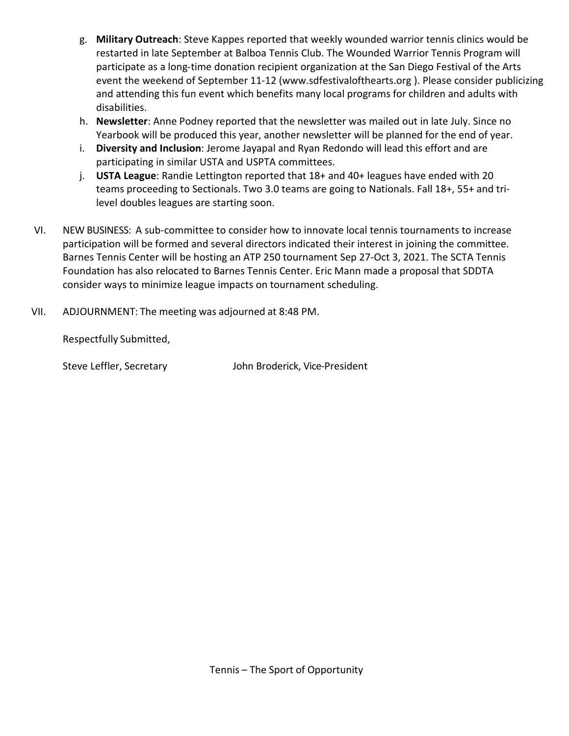g. **Military Outreach**: Steve Kappes reported that weekly wounded warrior tennis clinics would be restarted in late September at Balboa Tennis Club. The Wounded Warrior Tennis Program will participate as a long-time donation recipient organization at the San Diego Festival of the Arts event the weekend of September 11-12 (www.sdfestivalofthearts.org ). Please consider publicizing and attending this fun event which benefits many local programs for children and adults with disabilities.

h. **Newsletter**: Anne Podney reported that the newsletter was mailed out in late July. Since no Yearbook will be produced this year, another newsletter will be planned for the end of year.

i. **Diversity and Inclusion**: Jerome Jayapal and Ryan Redondo will lead this effort and are participating in similar USTA and USPTA committees.

j. **USTA League**: Randie Lettington reported that 18+ and 40+ leagues have ended with 20 teams proceeding to Sectionals. Two 3.0 teams are going to Nationals. Fall 18+, 55+ and tri-level doubles leagues are starting soon.

VI. NEW BUSINESS: A sub-committee to consider how to innovate local tennis tournaments to increase participation will be formed and several directors indicated their interest in joining the committee. Barnes Tennis Center will be hosting an ATP 250 tournament Sep 27-Oct 3, 2021. The SCTA Tennis Foundation has also relocated to Barnes Tennis Center. Eric Mann made a proposal that SDDTA consider ways to minimize league impacts on tournament scheduling.

VII. ADJOURNMENT: The meeting was adjourned at 8:48 PM.

Respectfully Submitted,

Steve Leffler, Secretary John Broderick, Vice-President

Tennis – The Sport of Opportunity